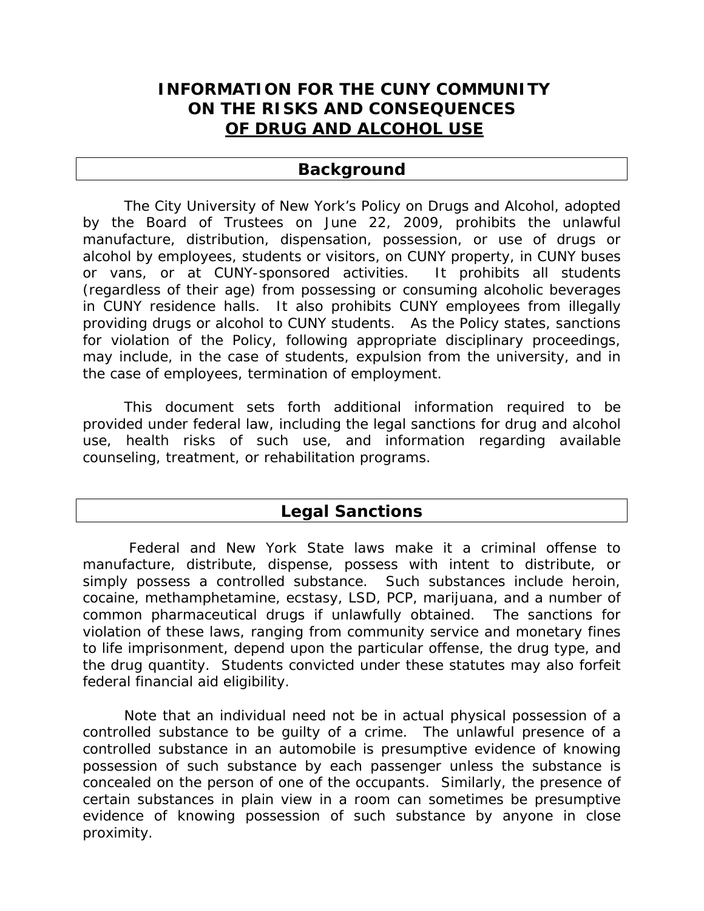# INFORMATION FOR THE CUNY COMMUNITY ON THE RISKS AND CONSEQUENCES OF DRUG AND ALCOHOL USE

## Background

The City University of New York's Policy on Drugs and Alcohol, adopted by the Board of Trustees on June 22, 2009, prohibits the unlawful manufacture, distribution, dispensation, possession, or use of drugs or alcohol by employees, students or visitors, on CUNY property, in CUNY buses or vans, or at CUNY-sponsored activities. It prohibits all students (regardless of their age) from possessing or consuming alcoholic beverages in CUNY residence halls. It also prohibits CUNY employees from illegally providing drugs or alcohol to CUNY students. As the Policy states, sanctions for violation of the Policy, following appropriate disciplinary proceedings, may include, in the case of students, expulsion from the university, and in the case of employees, termination of employment.

This document sets forth additional information required to be provided under federal law, including the legal sanctions for drug and alcohol use, health risks of such use, and information regarding available counseling, treatment, or rehabilitation programs.

## Legal Sanctions

Federal and New York State laws make it a criminal offense to manufacture, distribute, dispense, possess with intent to distribute, or simply possess a controlled substance. Such substances include heroin, cocaine, methamphetamine, ecstasy, LSD, PCP, marijuana, and a number of common pharmaceutical drugs if unlawfully obtained. The sanctions for violation of these laws, ranging from community service and monetary fines to life imprisonment, depend upon the particular offense, the drug type, and the drug quantity. Students convicted under these statutes may also forfeit federal financial aid eligibility.

Note that an individual need not be in actual physical possession of a controlled substance to be guilty of a crime. The unlawful presence of a controlled substance in an automobile is presumptive evidence of knowing possession of such substance by each passenger unless the substance is concealed on the person of one of the occupants. Similarly, the presence of certain substances in plain view in a room can sometimes be presumptive evidence of knowing possession of such substance by anyone in close proximity.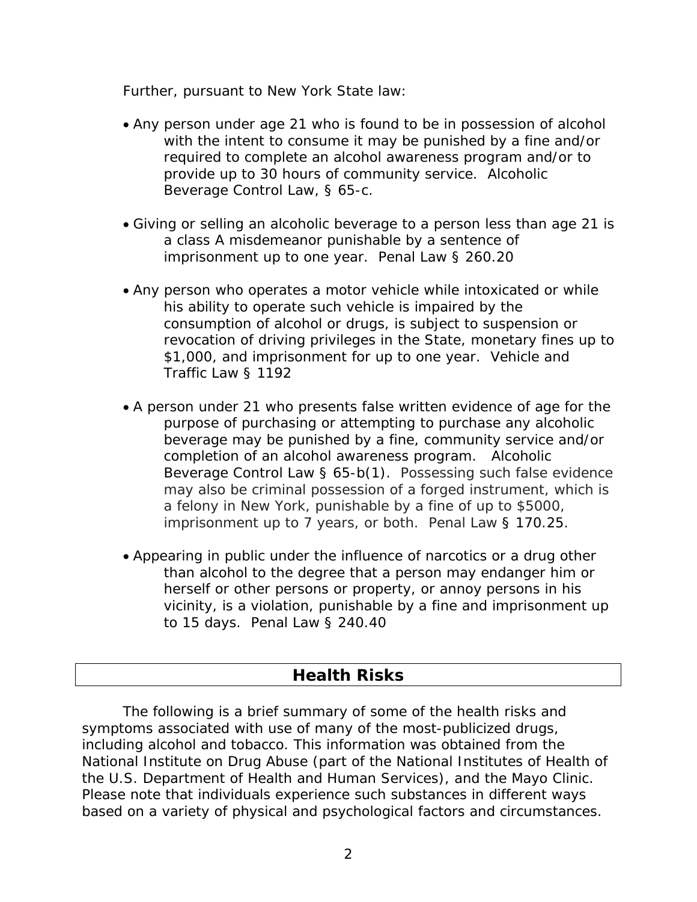Further, pursuant to New York State law:

- Any person under age 21 who is found to be in possession of alcohol with the intent to consume it may be punished by a fine and/or required to complete an alcohol awareness program and/or to provide up to 30 hours of community service. Alcoholic Beverage Control Law, § 65-c.

- Giving or selling an alcoholic beverage to a person less than age 21 is a class A misdemeanor punishable by a sentence of imprisonment up to one year. Penal Law § 260.20

- Any person who operates a motor vehicle while intoxicated or while his ability to operate such vehicle is impaired by the consumption of alcohol or drugs, is subject to suspension or revocation of driving privileges in the State, monetary fines up to $1,000, and imprisonment for up to one year. Vehicle and Traffic Law § 1192

- A person under 21 who presents false written evidence of age for the purpose of purchasing or attempting to purchase any alcoholic beverage may be punished by a fine, community service and/or completion of an alcohol awareness program. Alcoholic Beverage Control Law § 65-b(1). Possessing such false evidence may also be criminal possession of a forged instrument, which is a felony in New York, punishable by a fine of up to $5000, imprisonment up to 7 years, or both. Penal Law § 170.25.

- Appearing in public under the influence of narcotics or a drug other than alcohol to the degree that a person may endanger him or herself or other persons or property, or annoy persons in his vicinity, is a violation, punishable by a fine and imprisonment up to 15 days. Penal Law § 240.40

## Health Risks

The following is a brief summary of some of the health risks and symptoms associated with use of many of the most-publicized drugs, including alcohol and tobacco. This information was obtained from the National Institute on Drug Abuse (part of the National Institutes of Health of the U.S. Department of Health and Human Services), and the Mayo Clinic. Please note that individuals experience such substances in different ways based on a variety of physical and psychological factors and circumstances.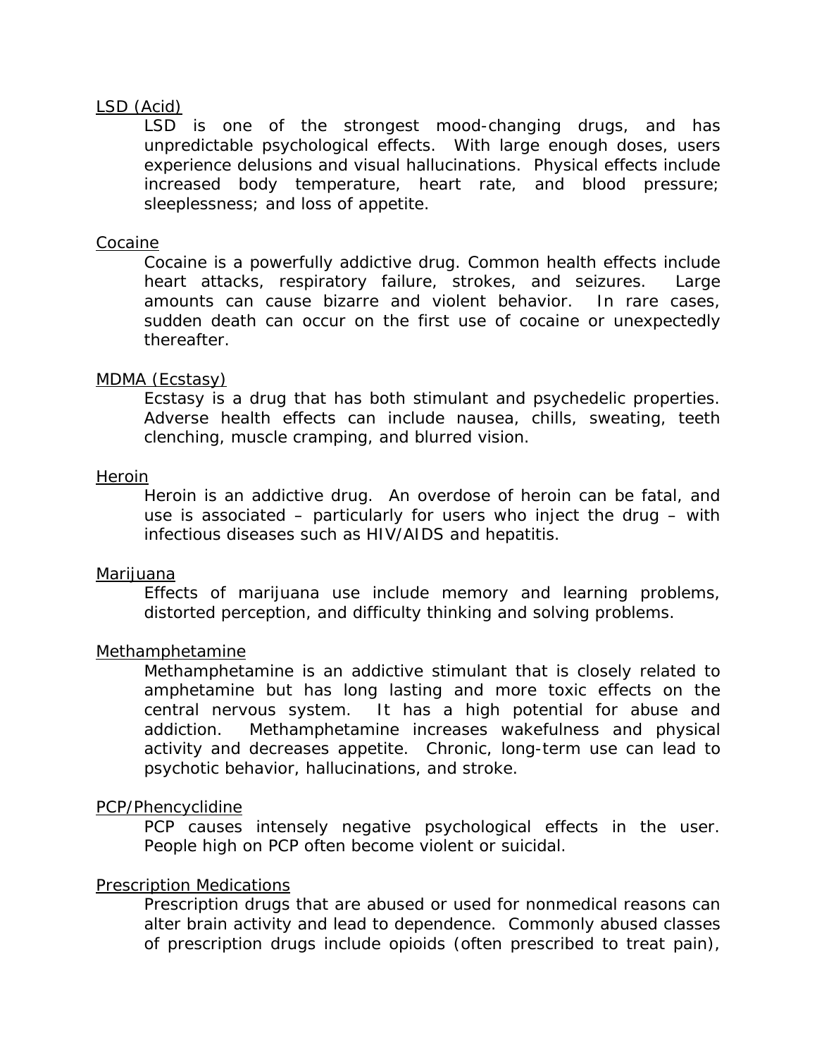LSD (Acid)

LSD is one of the strongest mood-changing drugs, and has unpredictable psychological effects. With large enough doses, users experience delusions and visual hallucinations. Physical effects include increased body temperature, heart rate, and blood pressure; sleeplessness; and loss of appetite.

Cocaine

Cocaine is a powerfully addictive drug. Common health effects include heart attacks, respiratory failure, strokes, and seizures. Large amounts can cause bizarre and violent behavior. In rare cases, sudden death can occur on the first use of cocaine or unexpectedly thereafter.

MDMA (Ecstasy)

Ecstasy is a drug that has both stimulant and psychedelic properties. Adverse health effects can include nausea, chills, sweating, teeth clenching, muscle cramping, and blurred vision.

Heroin

Heroin is an addictive drug. An overdose of heroin can be fatal, and use is associated – particularly for users who inject the drug – with infectious diseases such as HIV/AIDS and hepatitis.

Marijuana

Effects of marijuana use include memory and learning problems, distorted perception, and difficulty thinking and solving problems.

Methamphetamine

Methamphetamine is an addictive stimulant that is closely related to amphetamine but has long lasting and more toxic effects on the central nervous system. It has a high potential for abuse and addiction. Methamphetamine increases wakefulness and physical activity and decreases appetite. Chronic, long-term use can lead to psychotic behavior, hallucinations, and stroke.

PCP/Phencyclidine

PCP causes intensely negative psychological effects in the user. People high on PCP often become violent or suicidal.

Prescription Medications

Prescription drugs that are abused or used for nonmedical reasons can alter brain activity and lead to dependence. Commonly abused classes of prescription drugs include opioids (often prescribed to treat pain),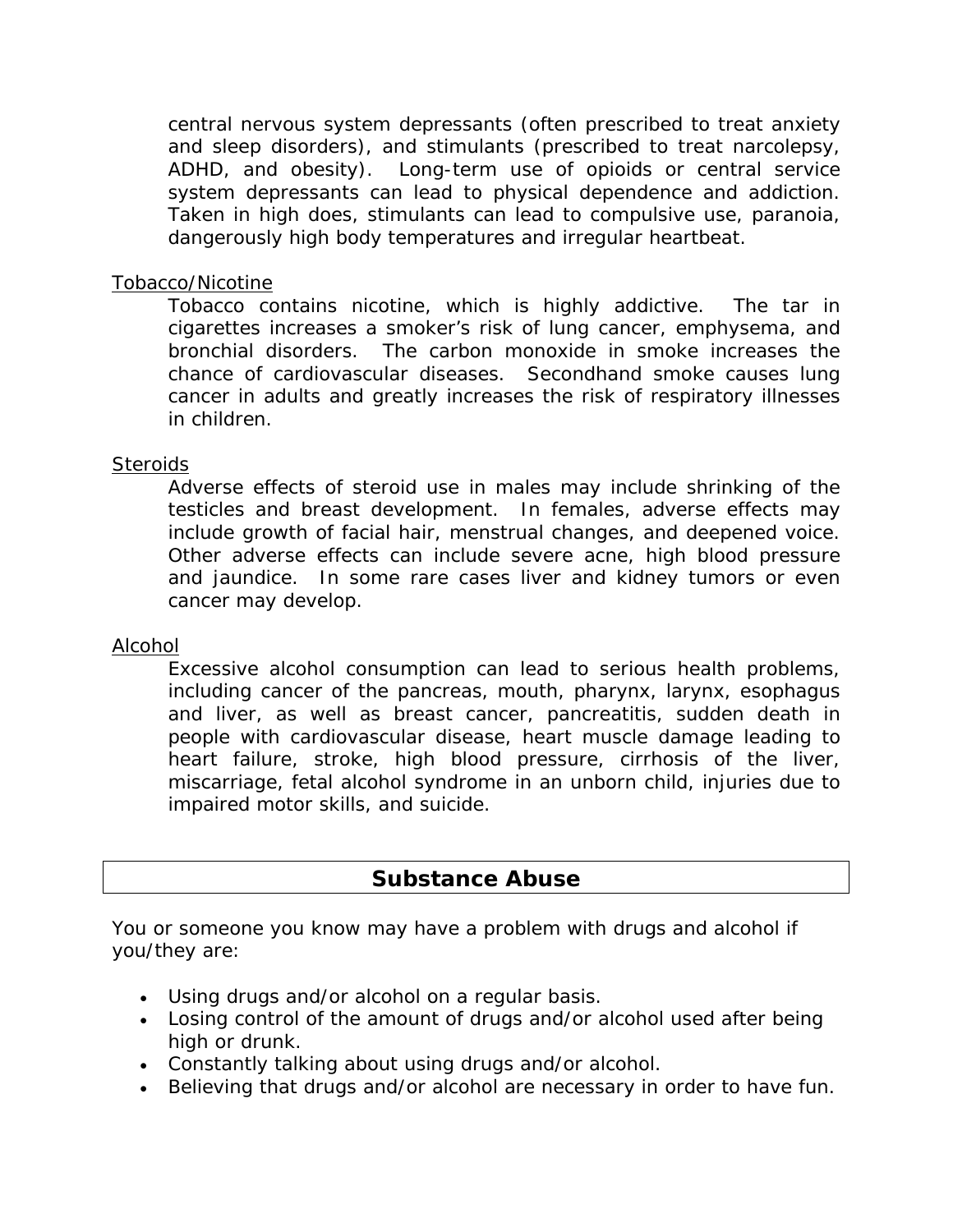central nervous system depressants (often prescribed to treat anxiety and sleep disorders), and stimulants (prescribed to treat narcolepsy, ADHD, and obesity). Long-term use of opioids or central service system depressants can lead to physical dependence and addiction. Taken in high does, stimulants can lead to compulsive use, paranoia, dangerously high body temperatures and irregular heartbeat.

<u>Tobacco/Nicotine</u>

Tobacco contains nicotine, which is highly addictive. The tar in cigarettes increases a smoker's risk of lung cancer, emphysema, and bronchial disorders. The carbon monoxide in smoke increases the chance of cardiovascular diseases. Secondhand smoke causes lung cancer in adults and greatly increases the risk of respiratory illnesses in children.

<u>Steroids</u>

Adverse effects of steroid use in males may include shrinking of the testicles and breast development. In females, adverse effects may include growth of facial hair, menstrual changes, and deepened voice. Other adverse effects can include severe acne, high blood pressure and jaundice. In some rare cases liver and kidney tumors or even cancer may develop.

<u>Alcohol</u>

Excessive alcohol consumption can lead to serious health problems, including cancer of the pancreas, mouth, pharynx, larynx, esophagus and liver, as well as breast cancer, pancreatitis, sudden death in people with cardiovascular disease, heart muscle damage leading to heart failure, stroke, high blood pressure, cirrhosis of the liver, miscarriage, fetal alcohol syndrome in an unborn child, injuries due to impaired motor skills, and suicide.

## Substance Abuse

You or someone you know may have a problem with drugs and alcohol if you/they are:

- Using drugs and/or alcohol on a regular basis.
- Losing control of the amount of drugs and/or alcohol used after being high or drunk.
- Constantly talking about using drugs and/or alcohol.
- Believing that drugs and/or alcohol are necessary in order to have fun.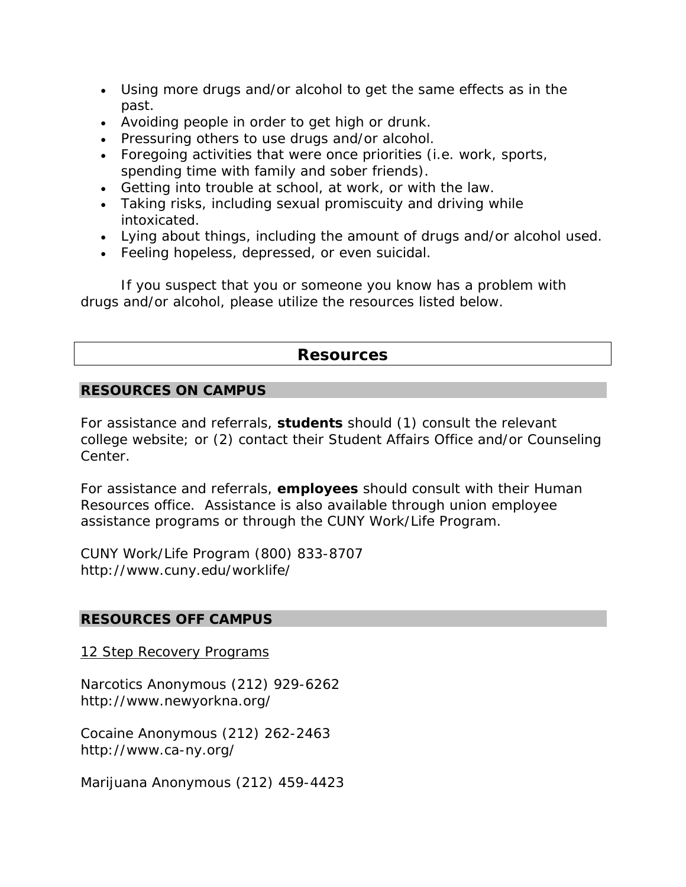- Using more drugs and/or alcohol to get the same effects as in the past.
- Avoiding people in order to get high or drunk.
- Pressuring others to use drugs and/or alcohol.
- Foregoing activities that were once priorities (i.e. work, sports, spending time with family and sober friends).
- Getting into trouble at school, at work, or with the law.
- Taking risks, including sexual promiscuity and driving while intoxicated.
- Lying about things, including the amount of drugs and/or alcohol used.
- Feeling hopeless, depressed, or even suicidal.

If you suspect that you or someone you know has a problem with drugs and/or alcohol, please utilize the resources listed below.

## Resources

### RESOURCES ON CAMPUS

For assistance and referrals, **students** should (1) consult the relevant college website; or (2) contact their Student Affairs Office and/or Counseling Center.

For assistance and referrals, **employees** should consult with their Human Resources office. Assistance is also available through union employee assistance programs or through the CUNY Work/Life Program.

CUNY Work/Life Program (800) 833-8707
http://www.cuny.edu/worklife/

### RESOURCES OFF CAMPUS

<u>12 Step Recovery Programs</u>

Narcotics Anonymous (212) 929-6262
http://www.newyorkna.org/

Cocaine Anonymous (212) 262-2463
http://www.ca-ny.org/

Marijuana Anonymous (212) 459-4423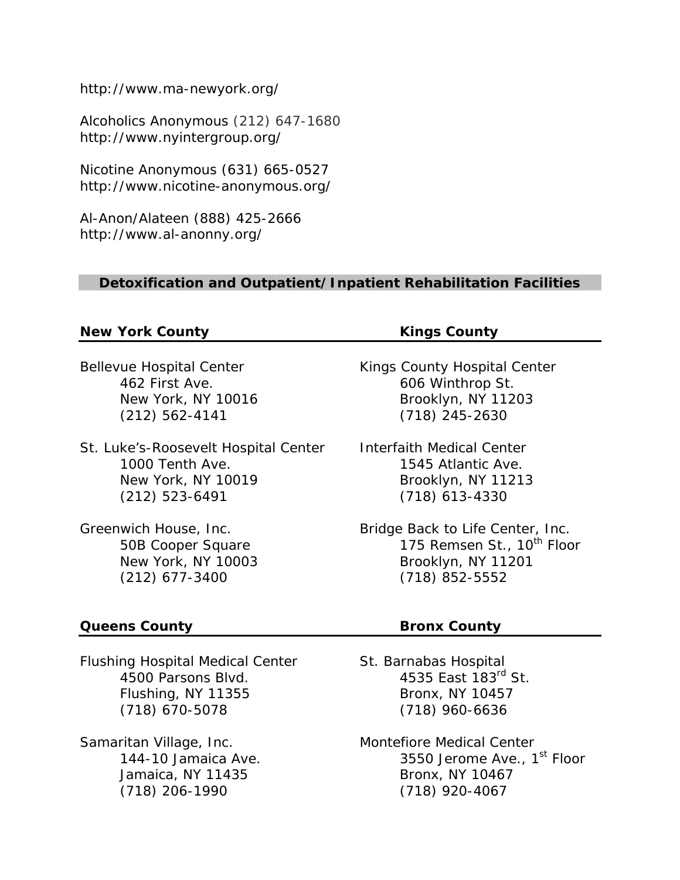http://www.ma-newyork.org/

Alcoholics Anonymous (212) 647-1680
http://www.nyintergroup.org/

Nicotine Anonymous (631) 665-0527
http://www.nicotine-anonymous.org/

Al-Anon/Alateen (888) 425-2666
http://www.al-anonny.org/

## Detoxification and Outpatient/Inpatient Rehabilitation Facilities

### New York County

Bellevue Hospital Center
462 First Ave.
New York, NY 10016
(212) 562-4141

St. Luke's-Roosevelt Hospital Center
1000 Tenth Ave.
New York, NY 10019
(212) 523-6491

Greenwich House, Inc.
50B Cooper Square
New York, NY 10003
(212) 677-3400

### Kings County

Kings County Hospital Center
606 Winthrop St.
Brooklyn, NY 11203
(718) 245-2630

Interfaith Medical Center
1545 Atlantic Ave.
Brooklyn, NY 11213
(718) 613-4330

Bridge Back to Life Center, Inc.
175 Remsen St., 10th Floor
Brooklyn, NY 11201
(718) 852-5552

### Queens County

Flushing Hospital Medical Center
4500 Parsons Blvd.
Flushing, NY 11355
(718) 670-5078

Samaritan Village, Inc.
144-10 Jamaica Ave.
Jamaica, NY 11435
(718) 206-1990

### Bronx County

St. Barnabas Hospital
4535 East 183rd St.
Bronx, NY 10457
(718) 960-6636

Montefiore Medical Center
3550 Jerome Ave., 1st Floor
Bronx, NY 10467
(718) 920-4067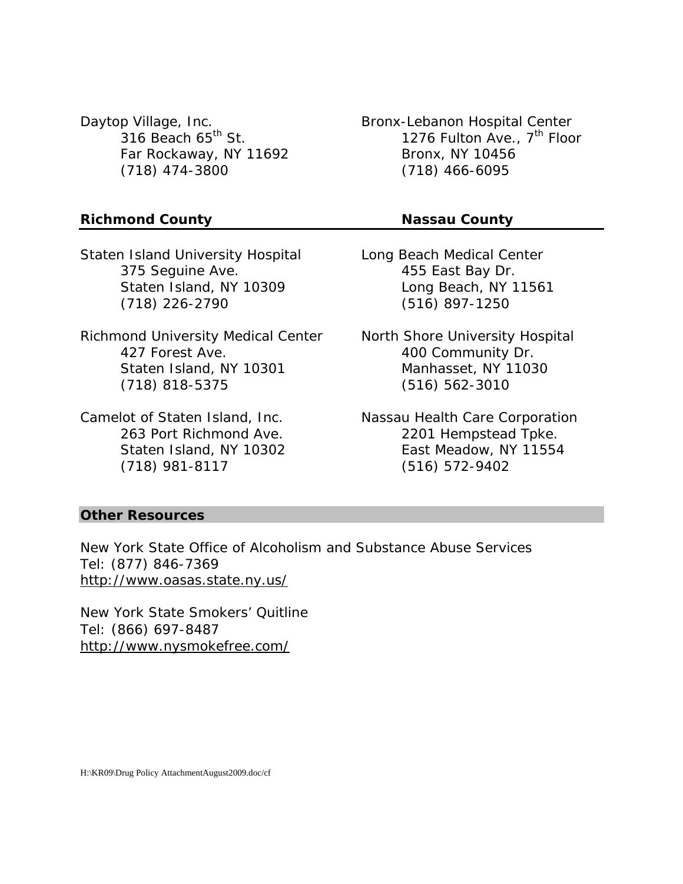Daytop Village, Inc.
316 Beach 65th St.
Far Rockaway, NY 11692
(718) 474-3800

Bronx-Lebanon Hospital Center
1276 Fulton Ave., 7th Floor
Bronx, NY 10456
(718) 466-6095

**Richmond County**

Staten Island University Hospital
375 Seguine Ave.
Staten Island, NY 10309
(718) 226-2790

Richmond University Medical Center
427 Forest Ave.
Staten Island, NY 10301
(718) 818-5375

Camelot of Staten Island, Inc.
263 Port Richmond Ave.
Staten Island, NY 10302
(718) 981-8117

**Nassau County**

Long Beach Medical Center
455 East Bay Dr.
Long Beach, NY 11561
(516) 897-1250

North Shore University Hospital
400 Community Dr.
Manhasset, NY 11030
(516) 562-3010

Nassau Health Care Corporation
2201 Hempstead Tpke.
East Meadow, NY 11554
(516) 572-9402

**Other Resources**

New York State Office of Alcoholism and Substance Abuse Services
Tel: (877) 846-7369
http://www.oasas.state.ny.us/

New York State Smokers' Quitline
Tel: (866) 697-8487
http://www.nysmokefree.com/

H:\KR09\Drug Policy AttachmentAugust2009.doc/cf